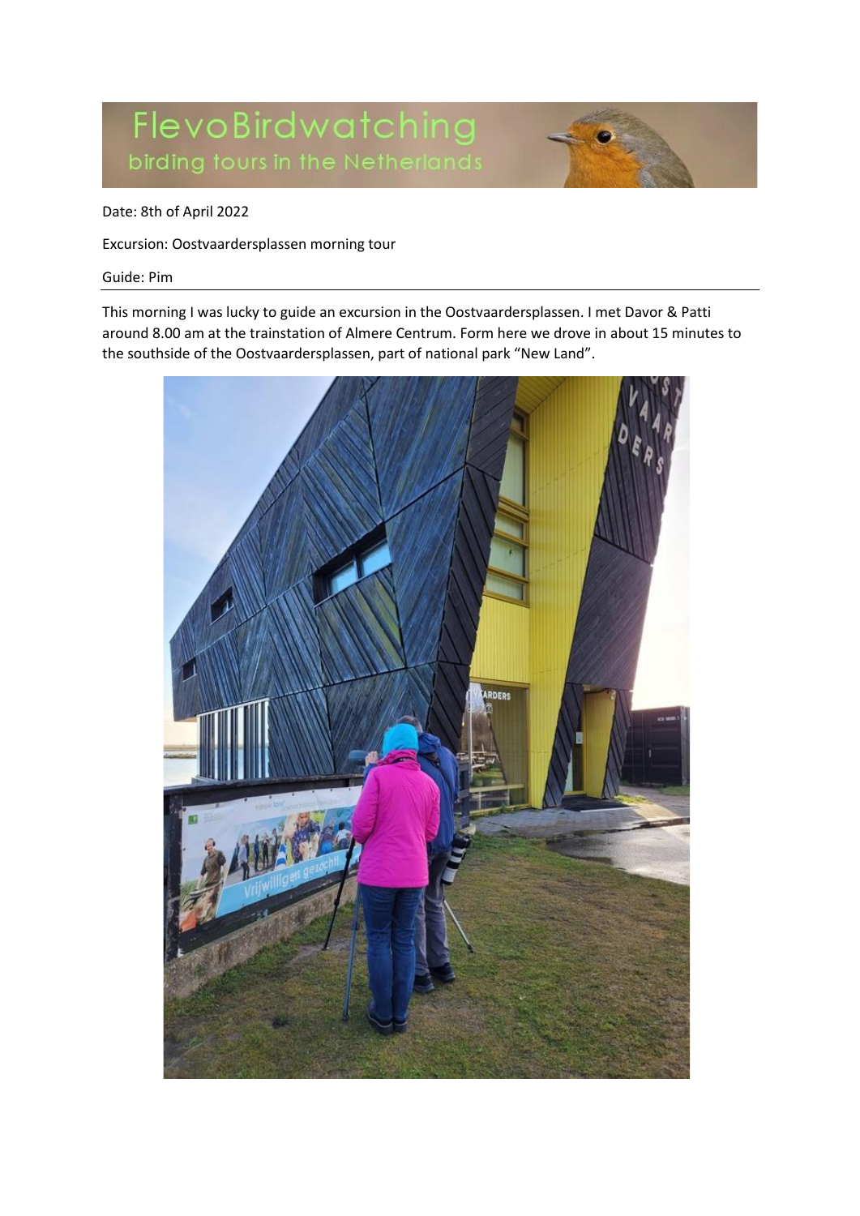# FlevoBirdwatching

birding tours in the Netherlands

Date: 8th of April 2022

Excursion: Oostvaardersplassen morning tour

Guide: Pim

This morning I was lucky to guide an excursion in the Oostvaardersplassen. I met Davor & Patti around 8.00 am at the trainstation of Almere Centrum. Form here we drove in about 15 minutes to the southside of the Oostvaardersplassen, part of national park "New Land".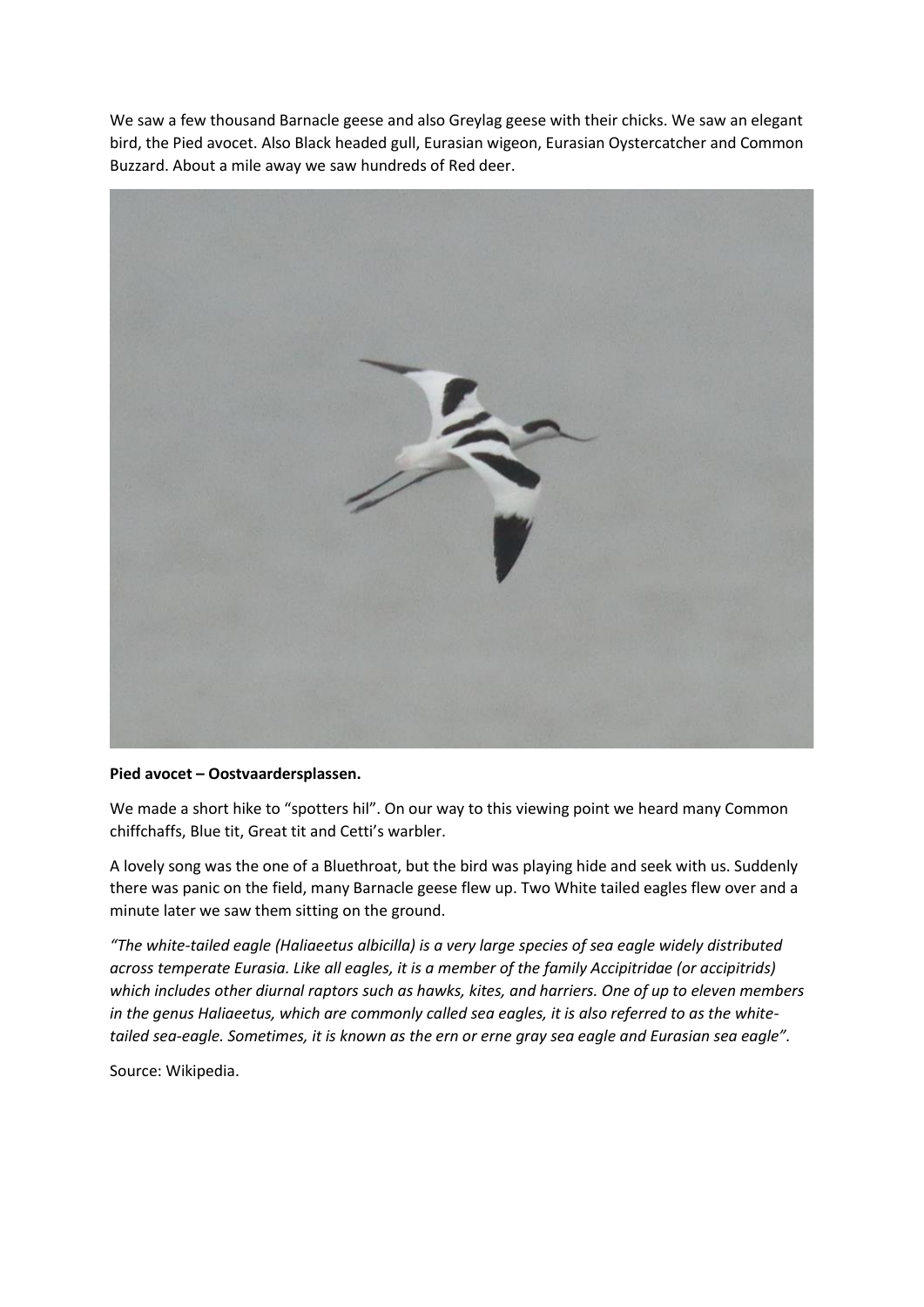We saw a few thousand Barnacle geese and also Greylag geese with their chicks. We saw an elegant bird, the Pied avocet. Also Black headed gull, Eurasian wigeon, Eurasian Oystercatcher and Common Buzzard. About a mile away we saw hundreds of Red deer.

**Pied avocet – Oostvaardersplassen.**

We made a short hike to "spotters hil". On our way to this viewing point we heard many Common chiffchaffs, Blue tit, Great tit and Cetti's warbler.

A lovely song was the one of a Bluethroat, but the bird was playing hide and seek with us. Suddenly there was panic on the field, many Barnacle geese flew up. Two White tailed eagles flew over and a minute later we saw them sitting on the ground.

*"The white-tailed eagle (Haliaeetus albicilla) is a very large species of sea eagle widely distributed across temperate Eurasia. Like all eagles, it is a member of the family Accipitridae (or accipitrids) which includes other diurnal raptors such as hawks, kites, and harriers. One of up to eleven members in the genus Haliaeetus, which are commonly called sea eagles, it is also referred to as the white-tailed sea-eagle. Sometimes, it is known as the ern or erne gray sea eagle and Eurasian sea eagle".*

Source: Wikipedia.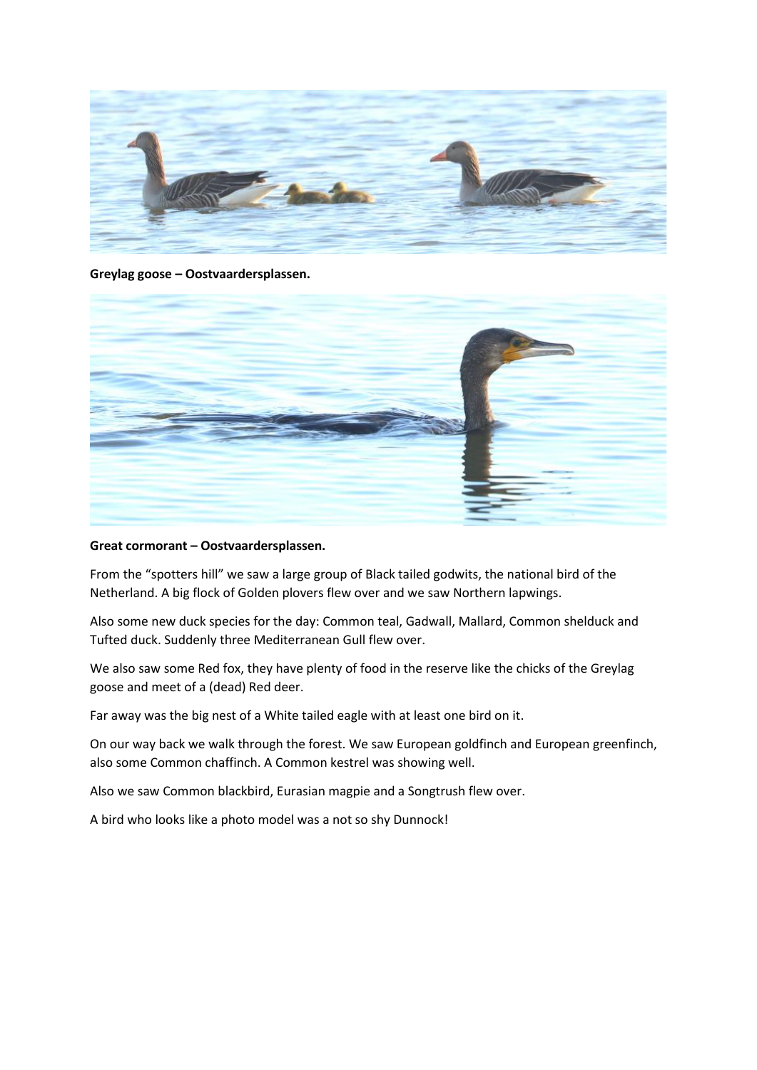**Greylag goose – Oostvaardersplassen.**

**Great cormorant – Oostvaardersplassen.**

From the "spotters hill" we saw a large group of Black tailed godwits, the national bird of the Netherland. A big flock of Golden plovers flew over and we saw Northern lapwings.

Also some new duck species for the day: Common teal, Gadwall, Mallard, Common shelduck and Tufted duck. Suddenly three Mediterranean Gull flew over.

We also saw some Red fox, they have plenty of food in the reserve like the chicks of the Greylag goose and meet of a (dead) Red deer.

Far away was the big nest of a White tailed eagle with at least one bird on it.

On our way back we walk through the forest. We saw European goldfinch and European greenfinch, also some Common chaffinch. A Common kestrel was showing well.

Also we saw Common blackbird, Eurasian magpie and a Songtrush flew over.

A bird who looks like a photo model was a not so shy Dunnock!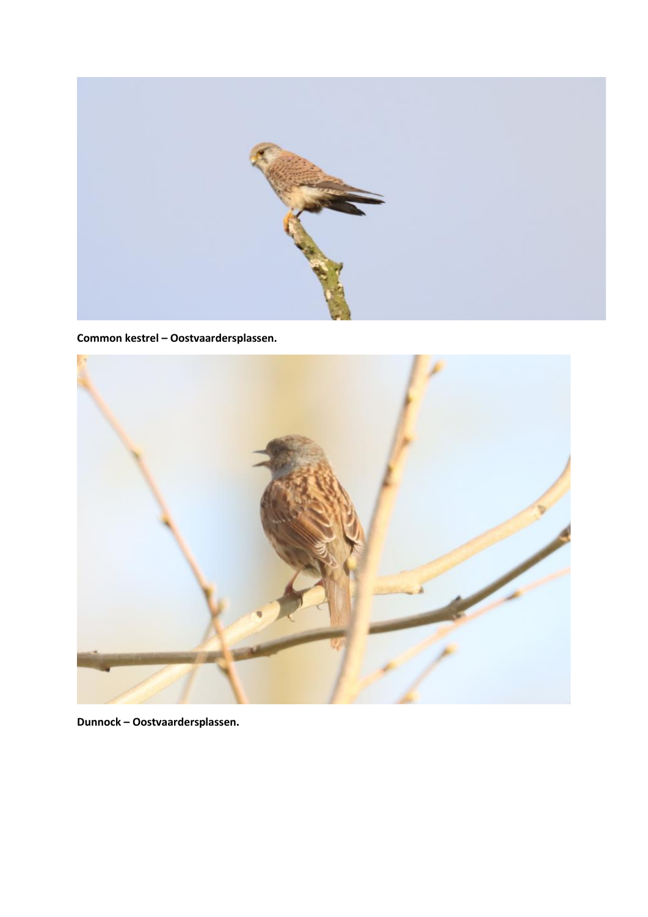**Common kestrel – Oostvaardersplassen.**

**Dunnock – Oostvaardersplassen.**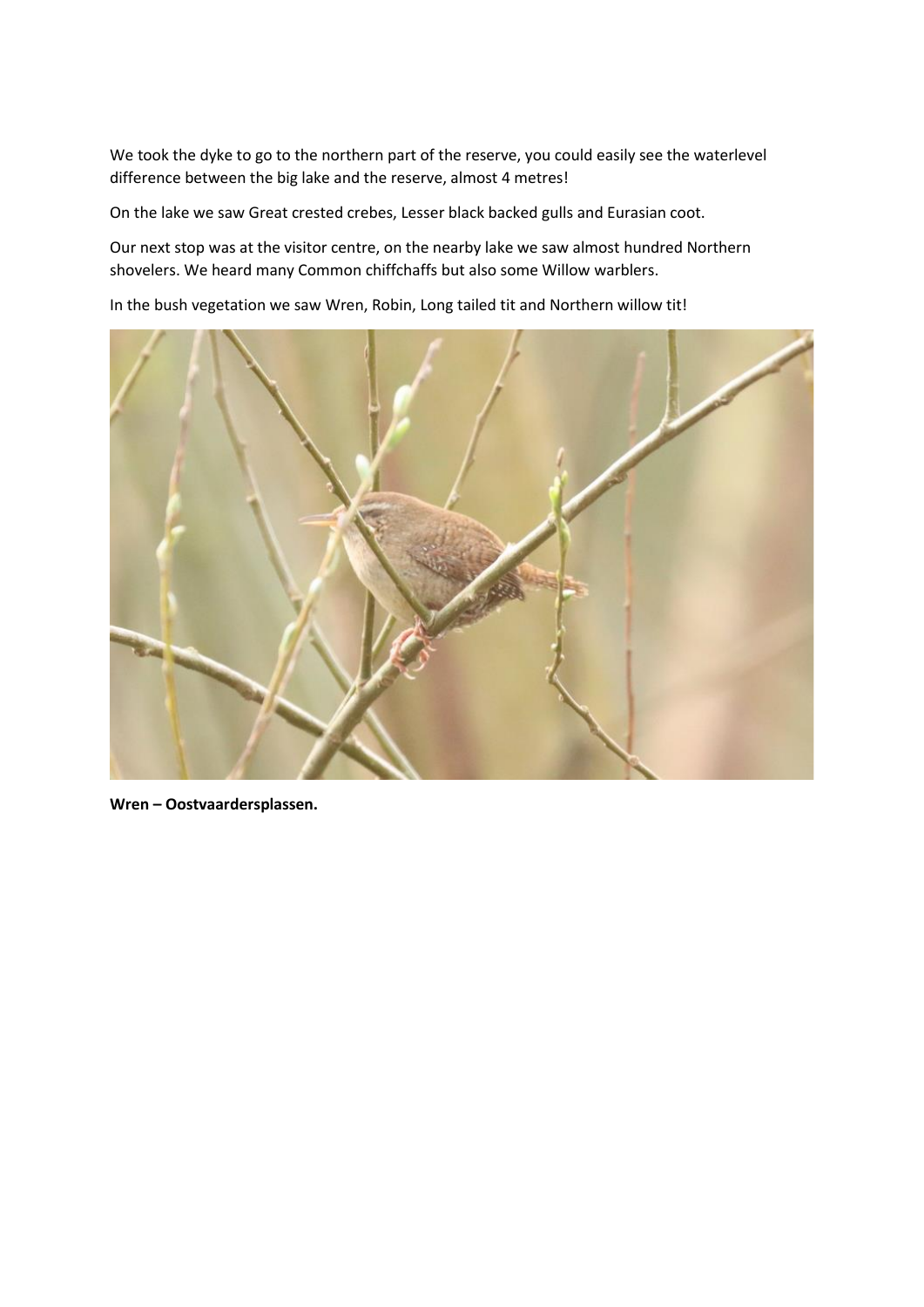We took the dyke to go to the northern part of the reserve, you could easily see the waterlevel difference between the big lake and the reserve, almost 4 metres!

On the lake we saw Great crested crebes, Lesser black backed gulls and Eurasian coot.

Our next stop was at the visitor centre, on the nearby lake we saw almost hundred Northern shovelers. We heard many Common chiffchaffs but also some Willow warblers.

In the bush vegetation we saw Wren, Robin, Long tailed tit and Northern willow tit!

**Wren – Oostvaardersplassen.**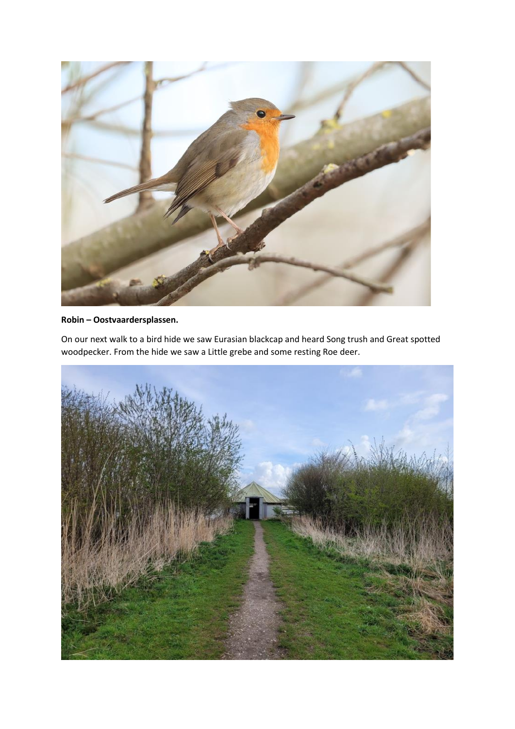**Robin – Oostvaardersplassen.**

On our next walk to a bird hide we saw Eurasian blackcap and heard Song trush and Great spotted woodpecker. From the hide we saw a Little grebe and some resting Roe deer.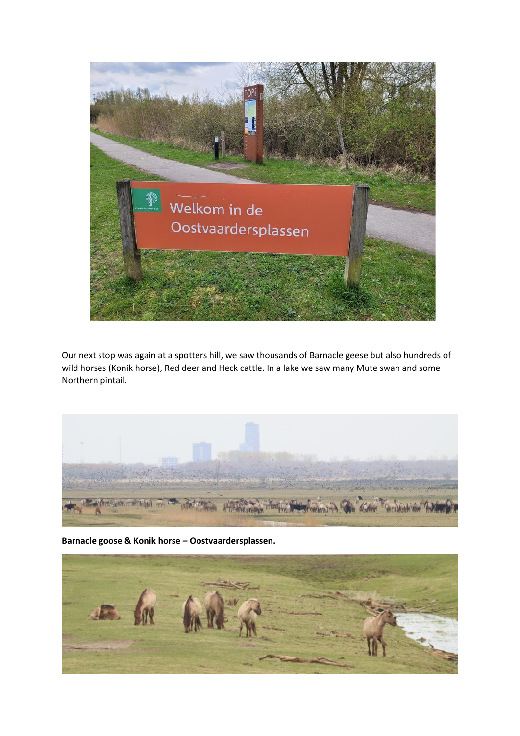Our next stop was again at a spotters hill, we saw thousands of Barnacle geese but also hundreds of wild horses (Konik horse), Red deer and Heck cattle. In a lake we saw many Mute swan and some Northern pintail.

**Barnacle goose & Konik horse – Oostvaardersplassen.**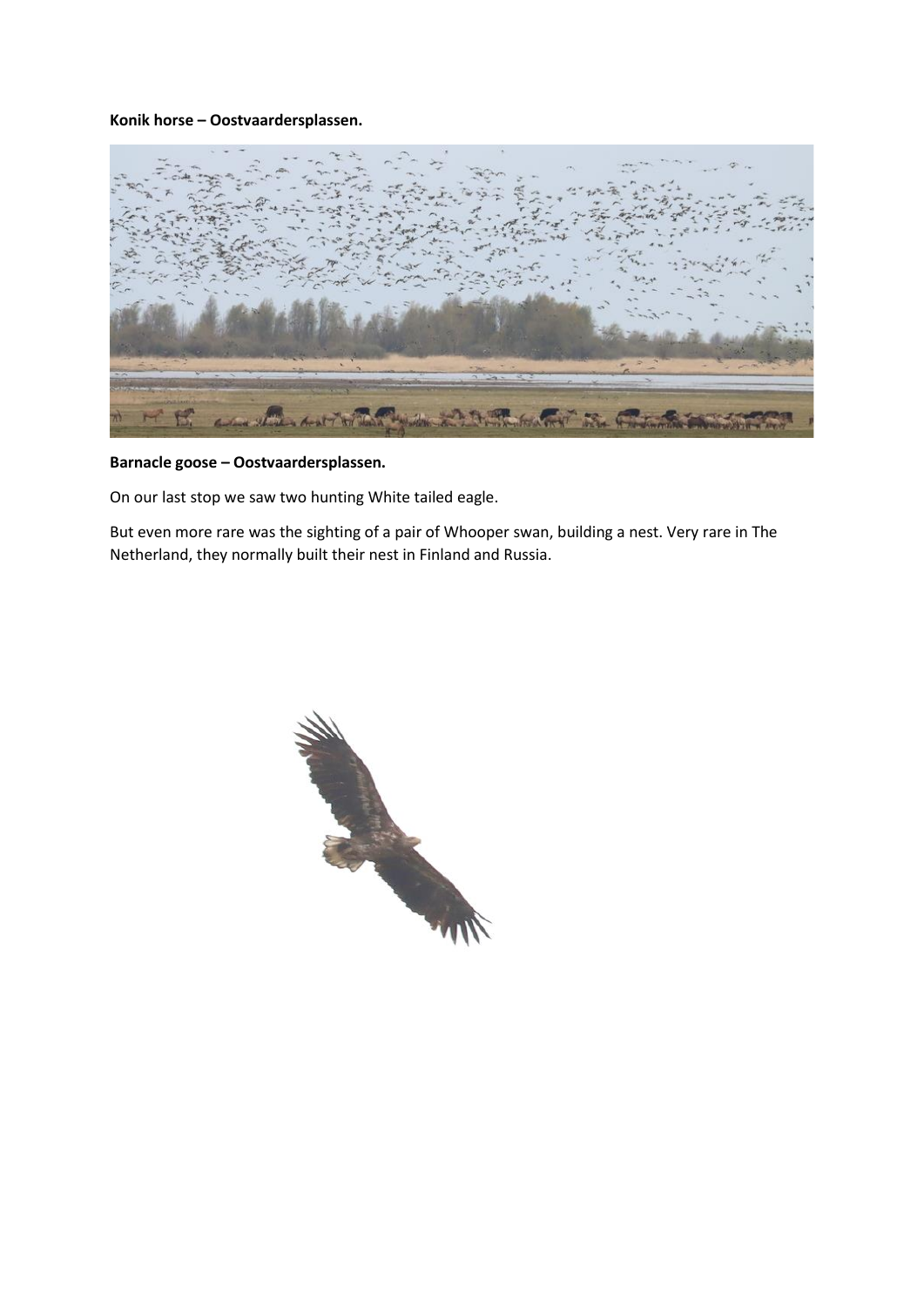**Konik horse – Oostvaardersplassen.**

**Barnacle goose – Oostvaardersplassen.**

On our last stop we saw two hunting White tailed eagle.

But even more rare was the sighting of a pair of Whooper swan, building a nest. Very rare in The Netherland, they normally built their nest in Finland and Russia.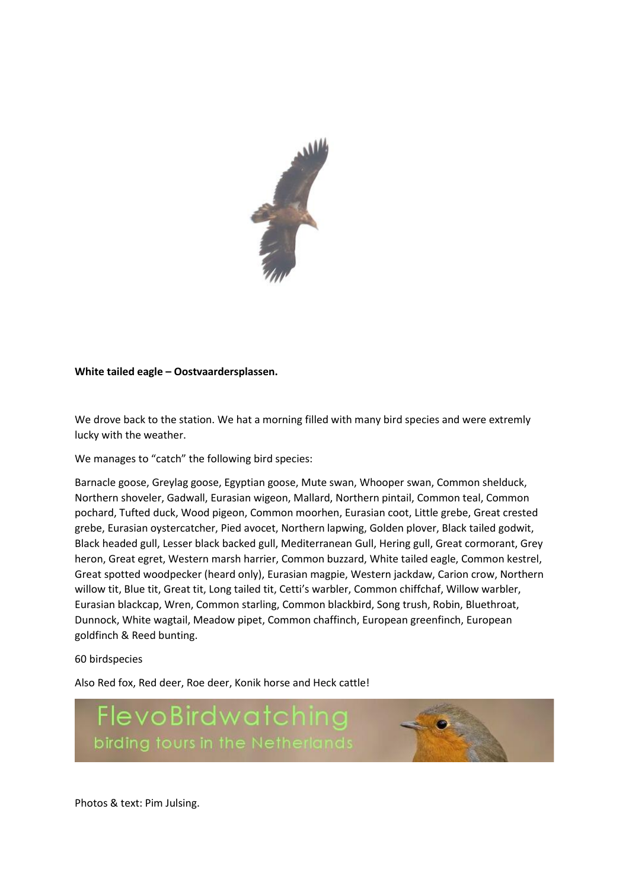**White tailed eagle – Oostvaardersplassen.**

We drove back to the station. We hat a morning filled with many bird species and were extremly lucky with the weather.

We manages to "catch" the following bird species:

Barnacle goose, Greylag goose, Egyptian goose, Mute swan, Whooper swan, Common shelduck, Northern shoveler, Gadwall, Eurasian wigeon, Mallard, Northern pintail, Common teal, Common pochard, Tufted duck, Wood pigeon, Common moorhen, Eurasian coot, Little grebe, Great crested grebe, Eurasian oystercatcher, Pied avocet, Northern lapwing, Golden plover, Black tailed godwit, Black headed gull, Lesser black backed gull, Mediterranean Gull, Hering gull, Great cormorant, Grey heron, Great egret, Western marsh harrier, Common buzzard, White tailed eagle, Common kestrel, Great spotted woodpecker (heard only), Eurasian magpie, Western jackdaw, Carion crow, Northern willow tit, Blue tit, Great tit, Long tailed tit, Cetti's warbler, Common chiffchaf, Willow warbler, Eurasian blackcap, Wren, Common starling, Common blackbird, Song trush, Robin, Bluethroat, Dunnock, White wagtail, Meadow pipet, Common chaffinch, European greenfinch, European goldfinch & Reed bunting.

60 birdspecies

Also Red fox, Red deer, Roe deer, Konik horse and Heck cattle!

FlevoBirdwatching
birding tours in the Netherlands

Photos & text: Pim Julsing.